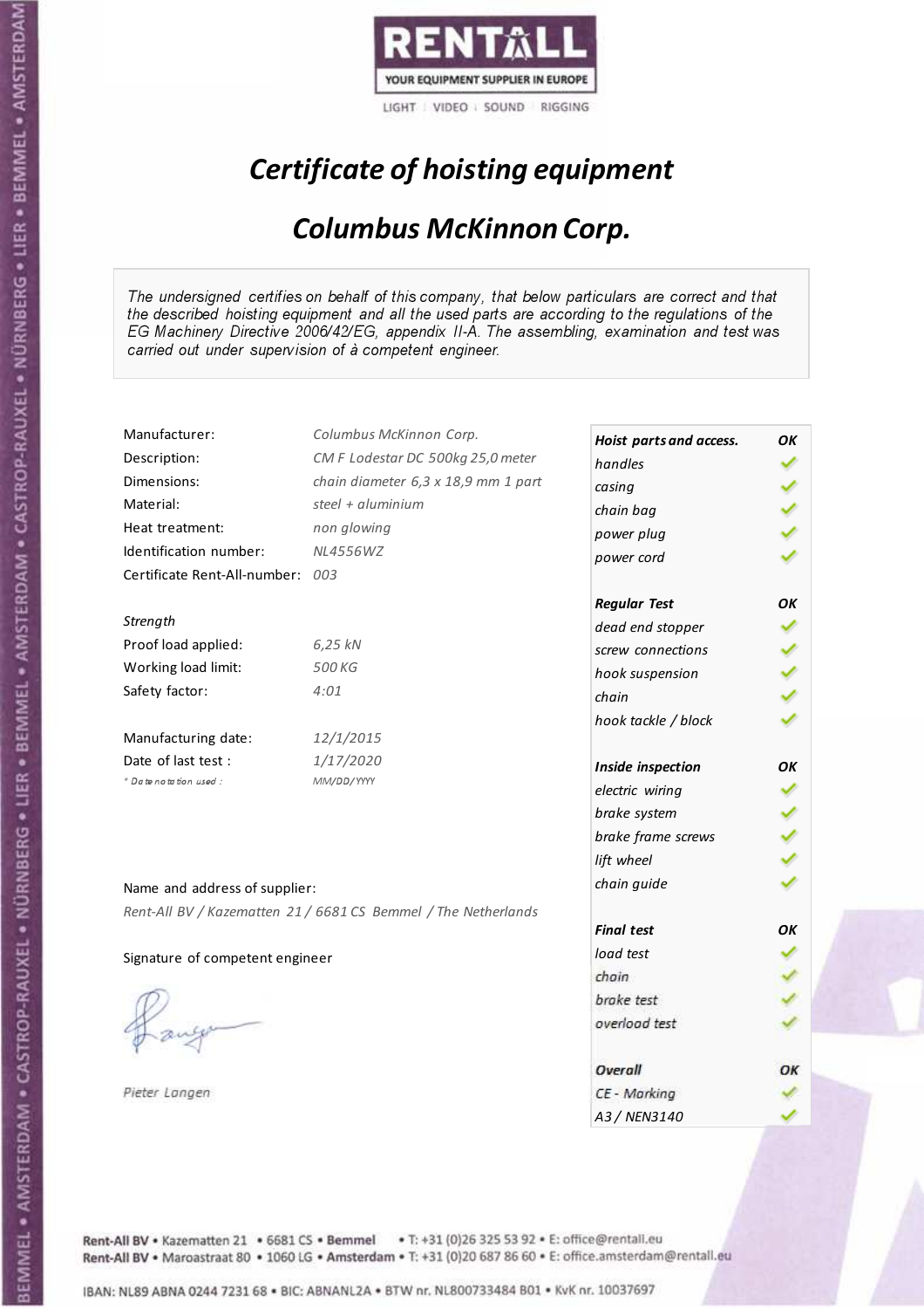RENTALL

YOUR EQUIPMENT SUPPLIER IN EUROPE

LIGHT | VIDEO | SOUND | RIGGING

# *Certificate of hoisting equipment*

## *Columbus McKinnon Corp.*

*The undersigned certifies on behalf of this company, that below particulars are correct and that the described hoisting equipment and all the used parts are according to the regulations of the EG Machinery Directive 2006/42/EG, appendix II-A. The assembling, examination and test was carried out under supervision of à competent engineer.*

| | |
|---|---|
| Manufacturer: | *Columbus McKinnon Corp.* |
| Description: | *CM F Lodestar DC 500kg 25,0 meter* |
| Dimensions: | *chain diameter 6,3 x 18,9 mm 1 part* |
| Material: | *steel + aluminium* |
| Heat treatment: | *non glowing* |
| Identification number: | *NL4556WZ* |
| Certificate Rent-All-number: | *003* |

*Strength*

| | |
|---|---|
| Proof load applied: | *6,25 kN* |
| Working load limit: | *500 KG* |
| Safety factor: | *4:01* |

| | |
|---|---|
| Manufacturing date: | *12/1/2015* |
| Date of last test : | *1/17/2020* |
| * Date notation used : | *MM/DD/YYYY* |

| **Hoist parts and access.** | **OK** |
|---|---|
| handles | ✓ |
| casing | ✓ |
| chain bag | ✓ |
| power plug | ✓ |
| power cord | ✓ |
| **Regular Test** | **OK** |
| dead end stopper | ✓ |
| screw connections | ✓ |
| hook suspension | ✓ |
| chain | ✓ |
| hook tackle / block | ✓ |
| **Inside inspection** | **OK** |
| electric wiring | ✓ |
| brake system | ✓ |
| brake frame screws | ✓ |
| lift wheel | ✓ |
| chain guide | ✓ |
| **Final test** | **OK** |
| load test | ✓ |
| chain | ✓ |
| brake test | ✓ |
| overload test | ✓ |
| **Overall** | **OK** |
| CE - Marking | ✓ |
| A3 / NEN3140 | ✓ |

Name and address of supplier:

*Rent-All BV / Kazematten 21 / 6681 CS Bemmel / The Netherlands*

Signature of competent engineer

*Pieter Langen*

Rent-All BV • Kazematten 21 • 6681 CS • **Bemmel** • T: +31 (0)26 325 53 92 • E: office@rentall.eu
Rent-All BV • Maroastraat 80 • 1060 LG • **Amsterdam** • T: +31 (0)20 687 86 60 • E: office.amsterdam@rentall.eu

IBAN: NL89 ABNA 0244 7231 68 • BIC: ABNANL2A • BTW nr. NL800733484 B01 • KvK nr. 10037697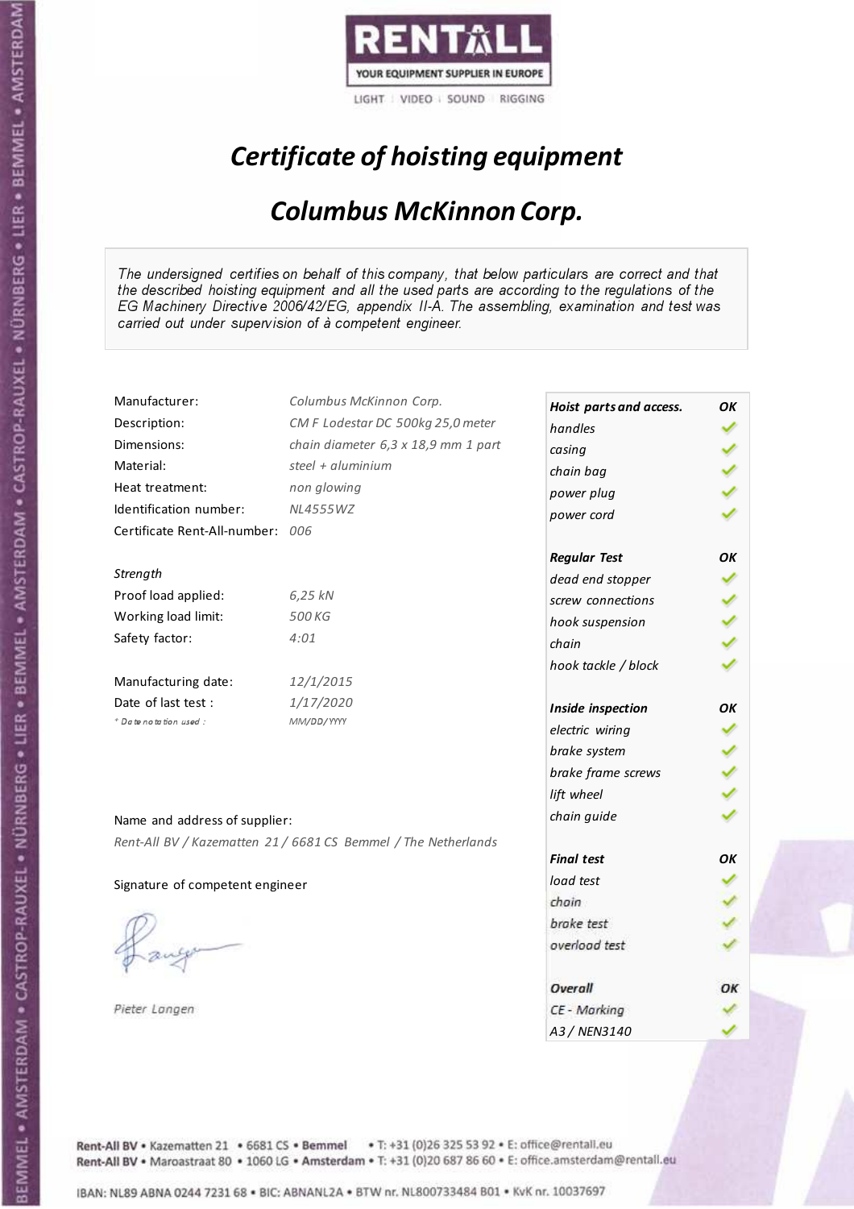RENTALL

YOUR EQUIPMENT SUPPLIER IN EUROPE

LIGHT | VIDEO | SOUND | RIGGING

# *Certificate of hoisting equipment*

## *Columbus McKinnon Corp.*

*The undersigned certifies on behalf of this company, that below particulars are correct and that the described hoisting equipment and all the used parts are according to the regulations of the EG Machinery Directive 2006/42/EG, appendix II-A. The assembling, examination and test was carried out under supervision of à competent engineer.*

| | |
|---|---|
| Manufacturer: | *Columbus McKinnon Corp.* |
| Description: | *CM F Lodestar DC 500kg 25,0 meter* |
| Dimensions: | *chain diameter 6,3 x 18,9 mm 1 part* |
| Material: | *steel + aluminium* |
| Heat treatment: | *non glowing* |
| Identification number: | *NL4555WZ* |
| Certificate Rent-All-number: | *006* |

*Strength*

| | |
|---|---|
| Proof load applied: | *6,25 kN* |
| Working load limit: | *500 KG* |
| Safety factor: | *4:01* |

| | |
|---|---|
| Manufacturing date: | *12/1/2015* |
| Date of last test : | *1/17/2020* |
| *\* Date notation used :* | *MM/DD/YYYY* |

Name and address of supplier:

*Rent-All BV / Kazematten 21 / 6681 CS Bemmel / The Netherlands*

Signature of competent engineer

*Pieter Langen*

| ***Hoist parts and access.*** | ***OK*** |
|---|---|
| *handles* | ✓ |
| *casing* | ✓ |
| *chain bag* | ✓ |
| *power plug* | ✓ |
| *power cord* | ✓ |
| ***Regular Test*** | ***OK*** |
| *dead end stopper* | ✓ |
| *screw connections* | ✓ |
| *hook suspension* | ✓ |
| *chain* | ✓ |
| *hook tackle / block* | ✓ |
| ***Inside inspection*** | ***OK*** |
| *electric wiring* | ✓ |
| *brake system* | ✓ |
| *brake frame screws* | ✓ |
| *lift wheel* | ✓ |
| *chain guide* | ✓ |
| ***Final test*** | ***OK*** |
| *load test* | ✓ |
| *chain* | ✓ |
| *brake test* | ✓ |
| *overload test* | ✓ |
| ***Overall*** | ***OK*** |
| *CE - Marking* | ✓ |
| *A3 / NEN3140* | ✓ |

Rent-All BV • Kazematten 21 • 6681 CS • Bemmel • T: +31 (0)26 325 53 92 • E: office@rentall.eu
Rent-All BV • Maroastraat 80 • 1060 LG • Amsterdam • T: +31 (0)20 687 86 60 • E: office.amsterdam@rentall.eu

IBAN: NL89 ABNA 0244 7231 68 • BIC: ABNANL2A • BTW nr. NL800733484 B01 • KvK nr. 10037697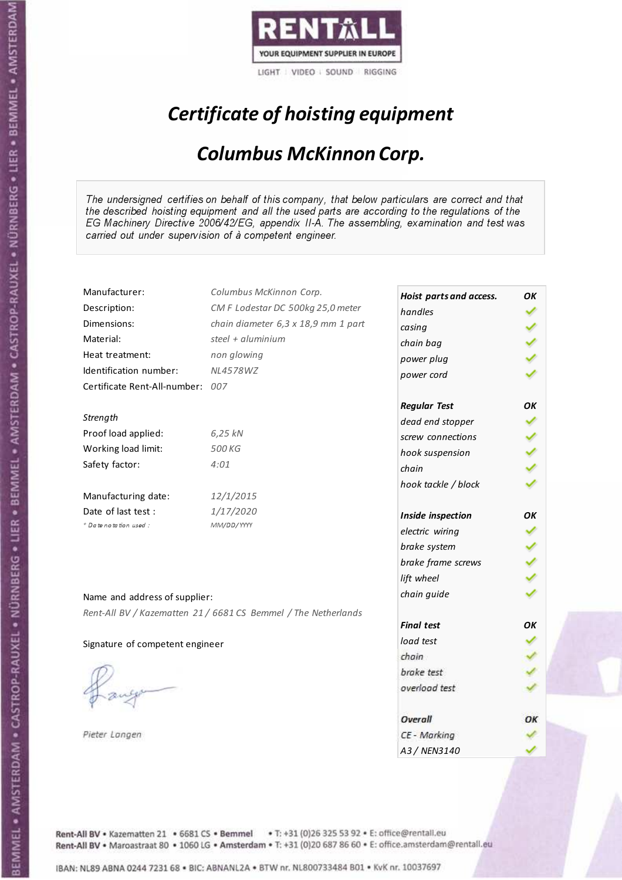RENTALL

YOUR EQUIPMENT SUPPLIER IN EUROPE

LIGHT | VIDEO | SOUND | RIGGING

# *Certificate of hoisting equipment*

## *Columbus McKinnon Corp.*

*The undersigned certifies on behalf of this company, that below particulars are correct and that the described hoisting equipment and all the used parts are according to the regulations of the EG Machinery Directive 2006/42/EG, appendix II-A. The assembling, examination and test was carried out under supervision of à competent engineer.*

| | |
|---|---|
| Manufacturer: | *Columbus McKinnon Corp.* |
| Description: | *CM F Lodestar DC 500kg 25,0 meter* |
| Dimensions: | *chain diameter 6,3 x 18,9 mm 1 part* |
| Material: | *steel + aluminium* |
| Heat treatment: | *non glowing* |
| Identification number: | *NL4578WZ* |
| Certificate Rent-All-number: | *007* |

*Strength*

| | |
|---|---|
| Proof load applied: | *6,25 kN* |
| Working load limit: | *500 KG* |
| Safety factor: | *4:01* |

| | |
|---|---|
| Manufacturing date: | *12/1/2015* |
| Date of last test : | *1/17/2020* |
| * Date notation used : | *MM/DD/YYYY* |

Name and address of supplier:

*Rent-All BV / Kazematten 21 / 6681 CS Bemmel / The Netherlands*

Signature of competent engineer

*Pieter Langen*

| ***Hoist parts and access.*** | ***OK*** |
|---|---|
| *handles* | ✓ |
| *casing* | ✓ |
| *chain bag* | ✓ |
| *power plug* | ✓ |
| *power cord* | ✓ |
| ***Regular Test*** | ***OK*** |
| *dead end stopper* | ✓ |
| *screw connections* | ✓ |
| *hook suspension* | ✓ |
| *chain* | ✓ |
| *hook tackle / block* | ✓ |
| ***Inside inspection*** | ***OK*** |
| *electric wiring* | ✓ |
| *brake system* | ✓ |
| *brake frame screws* | ✓ |
| *lift wheel* | ✓ |
| *chain guide* | ✓ |
| ***Final test*** | ***OK*** |
| *load test* | ✓ |
| *chain* | ✓ |
| *brake test* | ✓ |
| *overload test* | ✓ |
| ***Overall*** | ***OK*** |
| *CE - Marking* | ✓ |
| *A3 / NEN3140* | ✓ |

Rent-All BV • Kazematten 21 • 6681 CS • Bemmel • T: +31 (0)26 325 53 92 • E: office@rentall.eu
Rent-All BV • Maroastraat 80 • 1060 LG • Amsterdam • T: +31 (0)20 687 86 60 • E: office.amsterdam@rentall.eu

IBAN: NL89 ABNA 0244 7231 68 • BIC: ABNANL2A • BTW nr. NL800733484 B01 • KvK nr. 10037697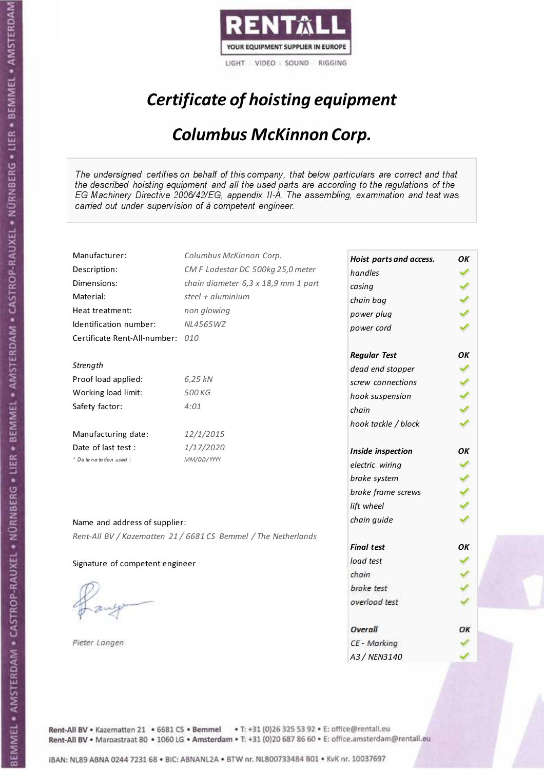RENTALL
YOUR EQUIPMENT SUPPLIER IN EUROPE
LIGHT | VIDEO | SOUND | RIGGING

# *Certificate of hoisting equipment*

## *Columbus McKinnon Corp.*

*The undersigned certifies on behalf of this company, that below particulars are correct and that the described hoisting equipment and all the used parts are according to the regulations of the EG Machinery Directive 2006/42/EG, appendix II-A. The assembling, examination and test was carried out under supervision of à competent engineer.*

| | |
|---|---|
| Manufacturer: | *Columbus McKinnon Corp.* |
| Description: | *CM F Lodestar DC 500kg 25,0 meter* |
| Dimensions: | *chain diameter 6,3 x 18,9 mm 1 part* |
| Material: | *steel + aluminium* |
| Heat treatment: | *non glowing* |
| Identification number: | *NL4565WZ* |
| Certificate Rent-All-number: | *010* |

| *Strength* | |
|---|---|
| Proof load applied: | *6,25 kN* |
| Working load limit: | *500 KG* |
| Safety factor: | *4:01* |

| | |
|---|---|
| Manufacturing date: | *12/1/2015* |
| Date of last test : | *1/17/2020* |
| *Date notation used :* | *MM/DD/YYYY* |

| | |
|---|---|
| ***Hoist parts and access.*** | ***OK*** |
| *handles* | ✓ |
| *casing* | ✓ |
| *chain bag* | ✓ |
| *power plug* | ✓ |
| *power cord* | ✓ |
| ***Regular Test*** | ***OK*** |
| *dead end stopper* | ✓ |
| *screw connections* | ✓ |
| *hook suspension* | ✓ |
| *chain* | ✓ |
| *hook tackle / block* | ✓ |
| ***Inside inspection*** | ***OK*** |
| *electric wiring* | ✓ |
| *brake system* | ✓ |
| *brake frame screws* | ✓ |
| *lift wheel* | ✓ |
| *chain guide* | ✓ |
| ***Final test*** | ***OK*** |
| *load test* | ✓ |
| *chain* | ✓ |
| *brake test* | ✓ |
| *overload test* | ✓ |
| ***Overall*** | ***OK*** |
| *CE - Marking* | ✓ |
| *A3 / NEN3140* | ✓ |

Name and address of supplier:

*Rent-All BV / Kazematten 21 / 6681 CS Bemmel / The Netherlands*

Signature of competent engineer

*Pieter Langen*

Rent-All BV • Kazematten 21 • 6681 CS • **Bemmel** • T: +31 (0)26 325 53 92 • E: office@rentall.eu
Rent-All BV • Maroastraat 80 • 1060 LG • **Amsterdam** • T: +31 (0)20 687 86 60 • E: office.amsterdam@rentall.eu

IBAN: NL89 ABNA 0244 7231 68 • BIC: ABNANL2A • BTW nr. NL800733484 B01 • KvK nr. 10037697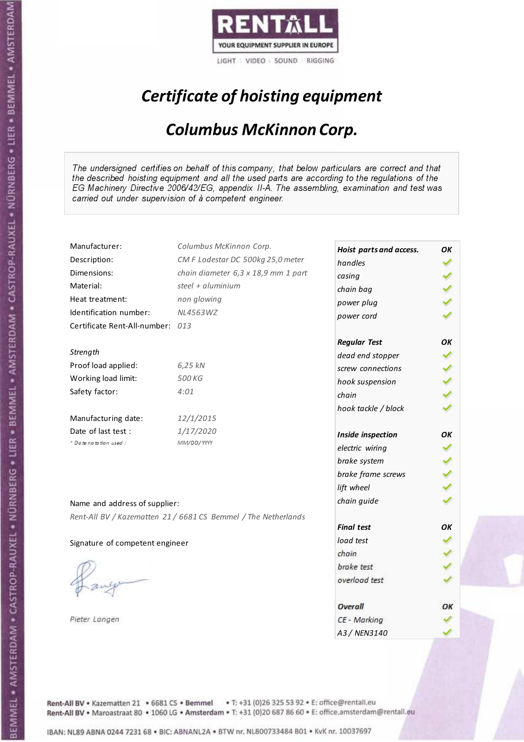RENTALL

YOUR EQUIPMENT SUPPLIER IN EUROPE

LIGHT | VIDEO | SOUND | RIGGING

# *Certificate of hoisting equipment*

## *Columbus McKinnon Corp.*

*The undersigned certifies on behalf of this company, that below particulars are correct and that the described hoisting equipment and all the used parts are according to the regulations of the EG Machinery Directive 2006/42/EG, appendix II-A. The assembling, examination and test was carried out under supervision of à competent engineer.*

| | |
|---|---|
| Manufacturer: | *Columbus McKinnon Corp.* |
| Description: | *CM F Lodestar DC 500kg 25,0 meter* |
| Dimensions: | *chain diameter 6,3 x 18,9 mm 1 part* |
| Material: | *steel + aluminium* |
| Heat treatment: | *non glowing* |
| Identification number: | *NL4563WZ* |
| Certificate Rent-All-number: | *013* |

*Strength*

| | |
|---|---|
| Proof load applied: | *6,25 kN* |
| Working load limit: | *500 KG* |
| Safety factor: | *4:01* |

| | |
|---|---|
| Manufacturing date: | *12/1/2015* |
| Date of last test : | *1/17/2020* |
| *\* Date notation used :* | *MM/DD/YYYY* |

| | |
|---|---|
| ***Hoist parts and access.*** | ***OK*** |
| *handles* | ✓ |
| *casing* | ✓ |
| *chain bag* | ✓ |
| *power plug* | ✓ |
| *power cord* | ✓ |
| ***Regular Test*** | ***OK*** |
| *dead end stopper* | ✓ |
| *screw connections* | ✓ |
| *hook suspension* | ✓ |
| *chain* | ✓ |
| *hook tackle / block* | ✓ |
| ***Inside inspection*** | ***OK*** |
| *electric wiring* | ✓ |
| *brake system* | ✓ |
| *brake frame screws* | ✓ |
| *lift wheel* | ✓ |
| *chain guide* | ✓ |
| ***Final test*** | ***OK*** |
| *load test* | ✓ |
| *chain* | ✓ |
| *brake test* | ✓ |
| *overload test* | ✓ |
| ***Overall*** | ***OK*** |
| *CE - Marking* | ✓ |
| *A3 / NEN3140* | ✓ |

Name and address of supplier:

*Rent-All BV / Kazematten 21 / 6681 CS Bemmel / The Netherlands*

Signature of competent engineer

*Pieter Langen*

Rent-All BV • Kazematten 21 • 6681 CS • Bemmel • T: +31 (0)26 325 53 92 • E: office@rentall.eu
Rent-All BV • Maroastraat 80 • 1060 LG • Amsterdam • T: +31 (0)20 687 86 60 • E: office.amsterdam@rentall.eu

IBAN: NL89 ABNA 0244 7231 68 • BIC: ABNANL2A • BTW nr. NL800733484 B01 • KvK nr. 10037697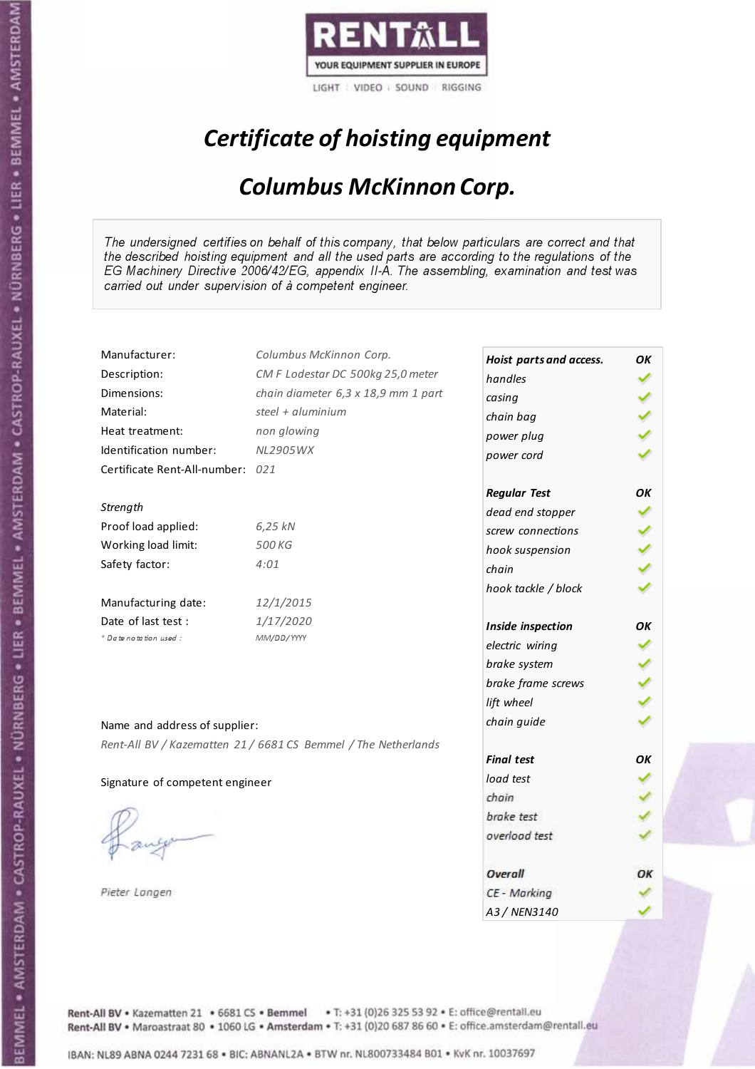RENTALL

YOUR EQUIPMENT SUPPLIER IN EUROPE

LIGHT | VIDEO | SOUND | RIGGING

# *Certificate of hoisting equipment*

## *Columbus McKinnon Corp.*

*The undersigned certifies on behalf of this company, that below particulars are correct and that the described hoisting equipment and all the used parts are according to the regulations of the EG Machinery Directive 2006/42/EG, appendix II-A. The assembling, examination and test was carried out under supervision of à competent engineer.*

| | |
|---|---|
| Manufacturer: | *Columbus McKinnon Corp.* |
| Description: | *CM F Lodestar DC 500kg 25,0 meter* |
| Dimensions: | *chain diameter 6,3 x 18,9 mm 1 part* |
| Material: | *steel + aluminium* |
| Heat treatment: | *non glowing* |
| Identification number: | *NL2905WX* |
| Certificate Rent-All-number: | *021* |

*Strength*

| | |
|---|---|
| Proof load applied: | *6,25 kN* |
| Working load limit: | *500 KG* |
| Safety factor: | *4:01* |

| | |
|---|---|
| Manufacturing date: | *12/1/2015* |
| Date of last test : | *1/17/2020* |
| *\* Date notation used :* | *MM/DD/YYYY* |

Name and address of supplier:

*Rent-All BV / Kazematten 21 / 6681 CS Bemmel / The Netherlands*

Signature of competent engineer

*Pieter Langen*

| **Hoist parts and access.** | **OK** |
|---|---|
| *handles* | ✓ |
| *casing* | ✓ |
| *chain bag* | ✓ |
| *power plug* | ✓ |
| *power cord* | ✓ |
| **Regular Test** | **OK** |
| *dead end stopper* | ✓ |
| *screw connections* | ✓ |
| *hook suspension* | ✓ |
| *chain* | ✓ |
| *hook tackle / block* | ✓ |
| **Inside inspection** | **OK** |
| *electric wiring* | ✓ |
| *brake system* | ✓ |
| *brake frame screws* | ✓ |
| *lift wheel* | ✓ |
| *chain guide* | ✓ |
| **Final test** | **OK** |
| *load test* | ✓ |
| *chain* | ✓ |
| *brake test* | ✓ |
| *overload test* | ✓ |
| **Overall** | **OK** |
| *CE - Marking* | ✓ |
| *A3 / NEN3140* | ✓ |

Rent-All BV • Kazematten 21 • 6681 CS • Bemmel • T: +31 (0)26 325 53 92 • E: office@rentall.eu
Rent-All BV • Maroastraat 80 • 1060 LG • Amsterdam • T: +31 (0)20 687 86 60 • E: office.amsterdam@rentall.eu

IBAN: NL89 ABNA 0244 7231 68 • BIC: ABNANL2A • BTW nr. NL800733484 B01 • KvK nr. 10037697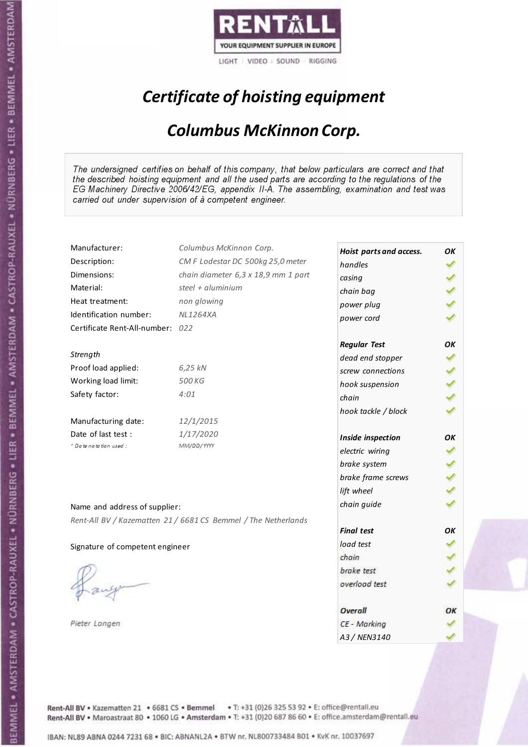RENTALL

YOUR EQUIPMENT SUPPLIER IN EUROPE

LIGHT | VIDEO | SOUND | RIGGING

# *Certificate of hoisting equipment*

## *Columbus McKinnon Corp.*

*The undersigned certifies on behalf of this company, that below particulars are correct and that the described hoisting equipment and all the used parts are according to the regulations of the EG Machinery Directive 2006/42/EG, appendix II-A. The assembling, examination and test was carried out under supervision of à competent engineer.*

| | |
|---|---|
| Manufacturer: | *Columbus McKinnon Corp.* |
| Description: | *CM F Lodestar DC 500kg 25,0 meter* |
| Dimensions: | *chain diameter 6,3 x 18,9 mm 1 part* |
| Material: | *steel + aluminium* |
| Heat treatment: | *non glowing* |
| Identification number: | *NL1264XA* |
| Certificate Rent-All-number: | *022* |

*Strength*

| | |
|---|---|
| Proof load applied: | *6,25 kN* |
| Working load limit: | *500 KG* |
| Safety factor: | *4:01* |

| | |
|---|---|
| Manufacturing date: | *12/1/2015* |
| Date of last test : | *1/17/2020* |
| *\* Date notation used :* | *MM/DD/YYYY* |

| | |
|---|---|
| ***Hoist parts and access.*** | ***OK*** |
| *handles* | ✓ |
| *casing* | ✓ |
| *chain bag* | ✓ |
| *power plug* | ✓ |
| *power cord* | ✓ |
| ***Regular Test*** | ***OK*** |
| *dead end stopper* | ✓ |
| *screw connections* | ✓ |
| *hook suspension* | ✓ |
| *chain* | ✓ |
| *hook tackle / block* | ✓ |
| ***Inside inspection*** | ***OK*** |
| *electric wiring* | ✓ |
| *brake system* | ✓ |
| *brake frame screws* | ✓ |
| *lift wheel* | ✓ |
| *chain guide* | ✓ |
| ***Final test*** | ***OK*** |
| *load test* | ✓ |
| *chain* | ✓ |
| *brake test* | ✓ |
| *overload test* | ✓ |
| ***Overall*** | ***OK*** |
| *CE - Marking* | ✓ |
| *A3 / NEN3140* | ✓ |

Name and address of supplier:

*Rent-All BV / Kazematten 21 / 6681 CS Bemmel / The Netherlands*

Signature of competent engineer

*Pieter Langen*

Rent-All BV • Kazematten 21 • 6681 CS • **Bemmel** • T: +31 (0)26 325 53 92 • E: office@rentall.eu
Rent-All BV • Maroastraat 80 • 1060 LG • **Amsterdam** • T: +31 (0)20 687 86 60 • E: office.amsterdam@rentall.eu

IBAN: NL89 ABNA 0244 7231 68 • BIC: ABNANL2A • BTW nr. NL800733484 B01 • KvK nr. 10037697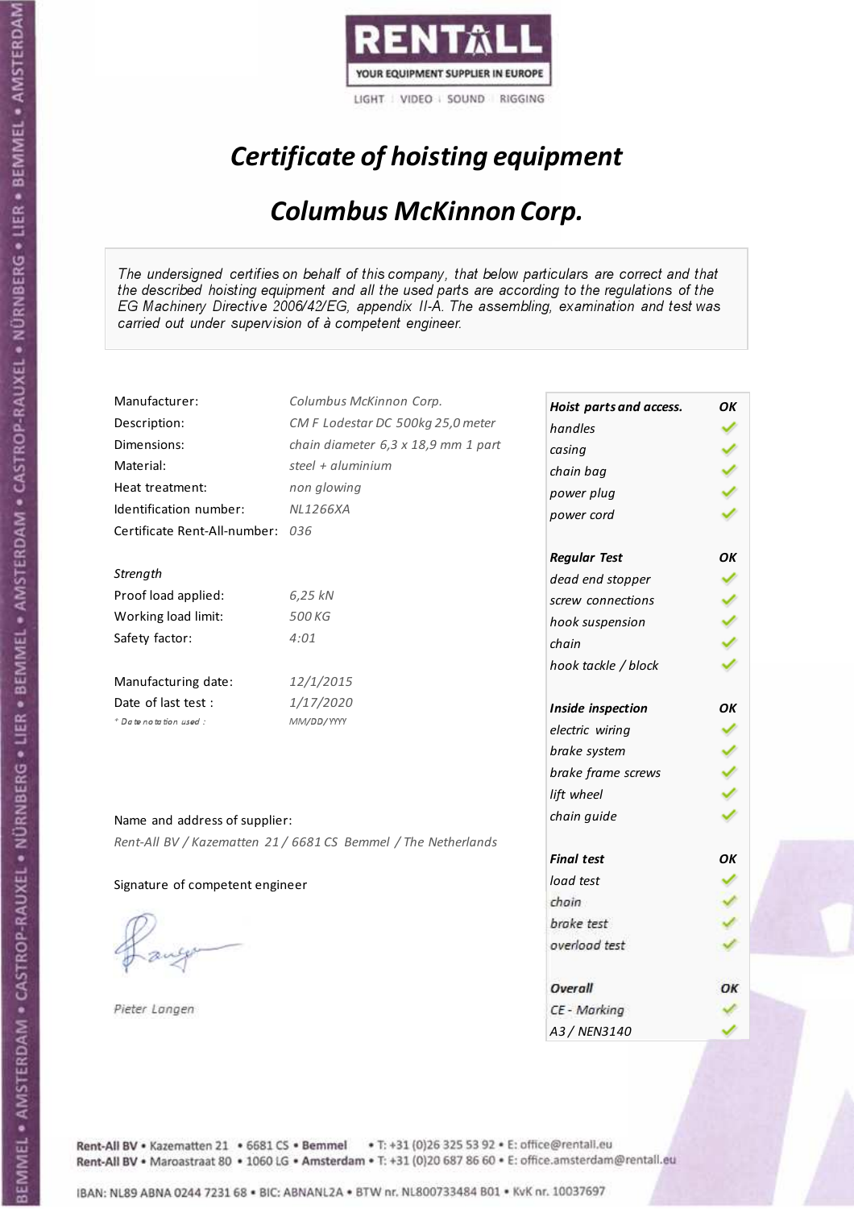RENTALL
YOUR EQUIPMENT SUPPLIER IN EUROPE
LIGHT | VIDEO | SOUND | RIGGING

# *Certificate of hoisting equipment*

## *Columbus McKinnon Corp.*

*The undersigned certifies on behalf of this company, that below particulars are correct and that the described hoisting equipment and all the used parts are according to the regulations of the EG Machinery Directive 2006/42/EG, appendix II-A. The assembling, examination and test was carried out under supervision of à competent engineer.*

| | |
|---|---|
| Manufacturer: | *Columbus McKinnon Corp.* |
| Description: | *CM F Lodestar DC 500kg 25,0 meter* |
| Dimensions: | *chain diameter 6,3 x 18,9 mm 1 part* |
| Material: | *steel + aluminium* |
| Heat treatment: | *non glowing* |
| Identification number: | *NL1266XA* |
| Certificate Rent-All-number: | *036* |

*Strength*

| | |
|---|---|
| Proof load applied: | *6,25 kN* |
| Working load limit: | *500 KG* |
| Safety factor: | *4:01* |

| | |
|---|---|
| Manufacturing date: | *12/1/2015* |
| Date of last test : | *1/17/2020* |
| *\* Date notation used :* | *MM/DD/YYYY* |

Name and address of supplier:

*Rent-All BV / Kazematten 21 / 6681 CS Bemmel / The Netherlands*

Signature of competent engineer

*Pieter Langen*

| ***Hoist parts and access.*** | ***OK*** |
|---|---|
| *handles* | ✓ |
| *casing* | ✓ |
| *chain bag* | ✓ |
| *power plug* | ✓ |
| *power cord* | ✓ |
| ***Regular Test*** | ***OK*** |
| *dead end stopper* | ✓ |
| *screw connections* | ✓ |
| *hook suspension* | ✓ |
| *chain* | ✓ |
| *hook tackle / block* | ✓ |
| ***Inside inspection*** | ***OK*** |
| *electric wiring* | ✓ |
| *brake system* | ✓ |
| *brake frame screws* | ✓ |
| *lift wheel* | ✓ |
| *chain guide* | ✓ |
| ***Final test*** | ***OK*** |
| *load test* | ✓ |
| *chain* | ✓ |
| *brake test* | ✓ |
| *overload test* | ✓ |
| ***Overall*** | ***OK*** |
| *CE - Marking* | ✓ |
| *A3 / NEN3140* | ✓ |

**Rent-All BV** • Kazematten 21 • 6681 CS • **Bemmel** • T: +31 (0)26 325 53 92 • E: office@rentall.eu
**Rent-All BV** • Maroastraat 80 • 1060 LG • **Amsterdam** • T: +31 (0)20 687 86 60 • E: office.amsterdam@rentall.eu

IBAN: NL89 ABNA 0244 7231 68 • BIC: ABNANL2A • BTW nr. NL800733484 B01 • KvK nr. 10037697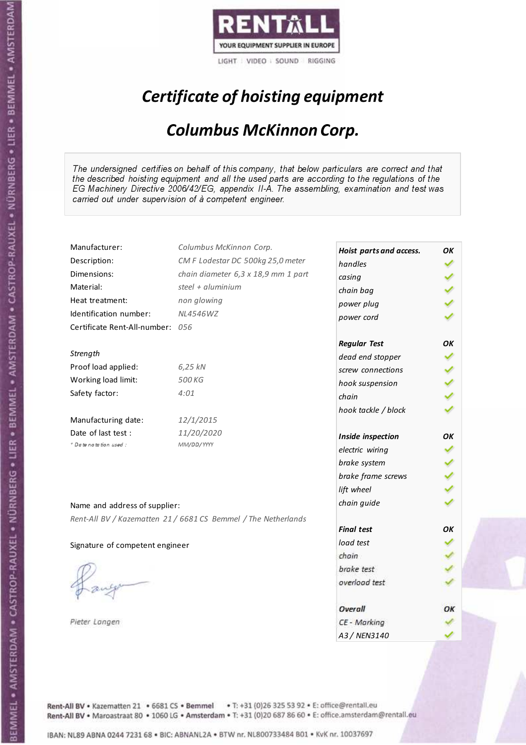RENTALL

YOUR EQUIPMENT SUPPLIER IN EUROPE

LIGHT | VIDEO | SOUND | RIGGING

# *Certificate of hoisting equipment*

## *Columbus McKinnon Corp.*

*The undersigned certifies on behalf of this company, that below particulars are correct and that the described hoisting equipment and all the used parts are according to the regulations of the EG Machinery Directive 2006/42/EG, appendix II-A. The assembling, examination and test was carried out under supervision of à competent engineer.*

| | |
|---|---|
| Manufacturer: | *Columbus McKinnon Corp.* |
| Description: | *CM F Lodestar DC 500kg 25,0 meter* |
| Dimensions: | *chain diameter 6,3 x 18,9 mm 1 part* |
| Material: | *steel + aluminium* |
| Heat treatment: | *non glowing* |
| Identification number: | *NL4546WZ* |
| Certificate Rent-All-number: | *056* |
| *Strength* | |
| Proof load applied: | *6,25 kN* |
| Working load limit: | *500 KG* |
| Safety factor: | *4:01* |
| Manufacturing date: | *12/1/2015* |
| Date of last test : | *11/20/2020* |
| *\* Date notation used :* | *MM/DD/YYYY* |

| | |
|---|---|
| ***Hoist parts and access.*** | ***OK*** |
| *handles* | ✓ |
| *casing* | ✓ |
| *chain bag* | ✓ |
| *power plug* | ✓ |
| *power cord* | ✓ |
| ***Regular Test*** | ***OK*** |
| *dead end stopper* | ✓ |
| *screw connections* | ✓ |
| *hook suspension* | ✓ |
| *chain* | ✓ |
| *hook tackle / block* | ✓ |
| ***Inside inspection*** | ***OK*** |
| *electric wiring* | ✓ |
| *brake system* | ✓ |
| *brake frame screws* | ✓ |
| *lift wheel* | ✓ |
| *chain guide* | ✓ |
| ***Final test*** | ***OK*** |
| *load test* | ✓ |
| *chain* | ✓ |
| *brake test* | ✓ |
| *overload test* | ✓ |
| ***Overall*** | ***OK*** |
| *CE - Marking* | ✓ |
| *A3 / NEN3140* | ✓ |

Name and address of supplier:

*Rent-All BV / Kazematten 21 / 6681 CS Bemmel / The Netherlands*

Signature of competent engineer

*Pieter Langen*

Rent-All BV • Kazematten 21 • 6681 CS • **Bemmel** • T: +31 (0)26 325 53 92 • E: office@rentall.eu
Rent-All BV • Maroastraat 80 • 1060 LG • **Amsterdam** • T: +31 (0)20 687 86 60 • E: office.amsterdam@rentall.eu

IBAN: NL89 ABNA 0244 7231 68 • BIC: ABNANL2A • BTW nr. NL800733484 B01 • KvK nr. 10037697